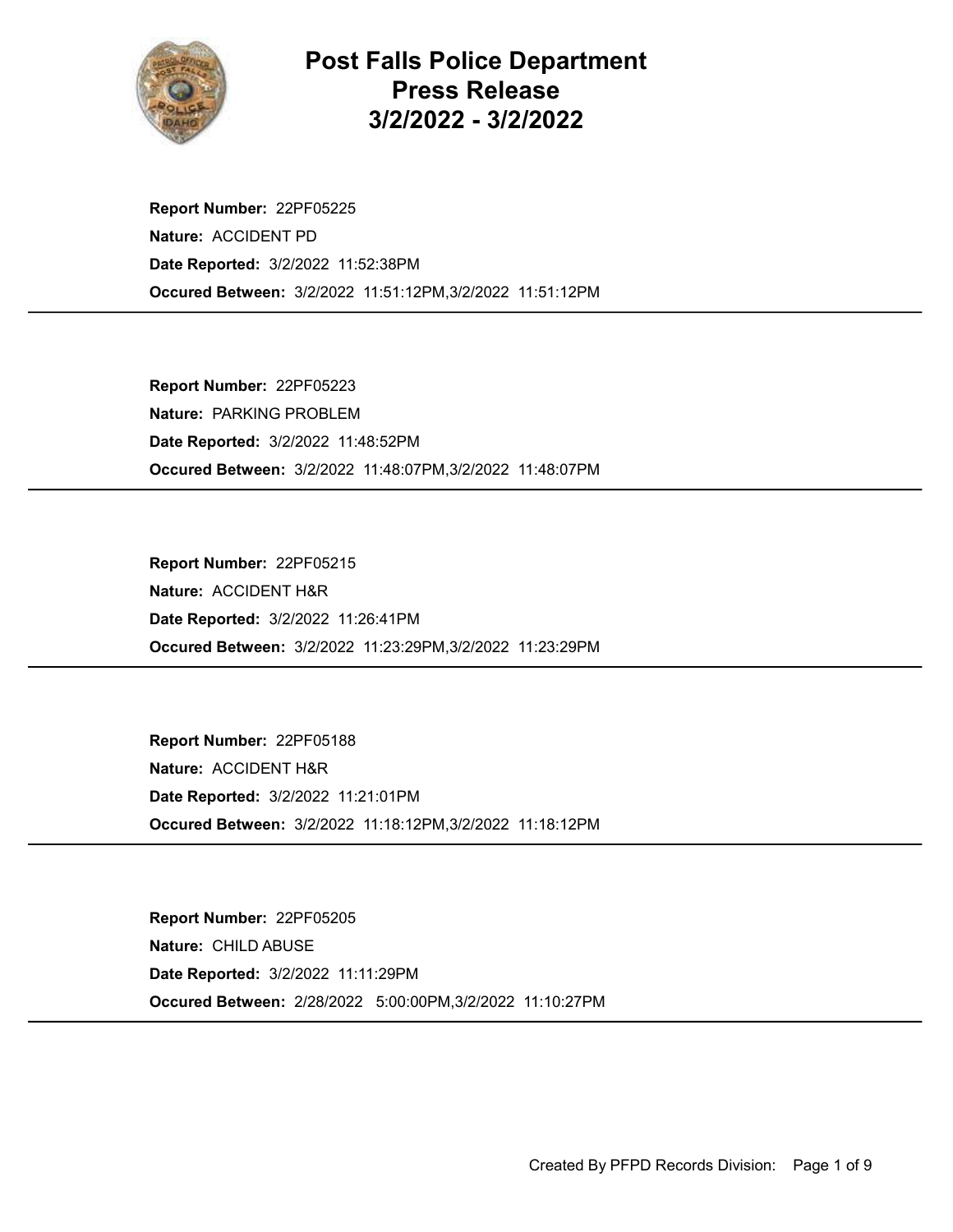# Post Falls Police Department Press Release 3/2/2022 - 3/2/2022

**Report Number:** 22PF05225
**Nature:** ACCIDENT PD
**Date Reported:** 3/2/2022 11:52:38PM
**Occured Between:** 3/2/2022 11:51:12PM,3/2/2022 11:51:12PM

---

**Report Number:** 22PF05223
**Nature:** PARKING PROBLEM
**Date Reported:** 3/2/2022 11:48:52PM
**Occured Between:** 3/2/2022 11:48:07PM,3/2/2022 11:48:07PM

---

**Report Number:** 22PF05215
**Nature:** ACCIDENT H&R
**Date Reported:** 3/2/2022 11:26:41PM
**Occured Between:** 3/2/2022 11:23:29PM,3/2/2022 11:23:29PM

---

**Report Number:** 22PF05188
**Nature:** ACCIDENT H&R
**Date Reported:** 3/2/2022 11:21:01PM
**Occured Between:** 3/2/2022 11:18:12PM,3/2/2022 11:18:12PM

---

**Report Number:** 22PF05205
**Nature:** CHILD ABUSE
**Date Reported:** 3/2/2022 11:11:29PM
**Occured Between:** 2/28/2022 5:00:00PM,3/2/2022 11:10:27PM

---

Created By PFPD Records Division: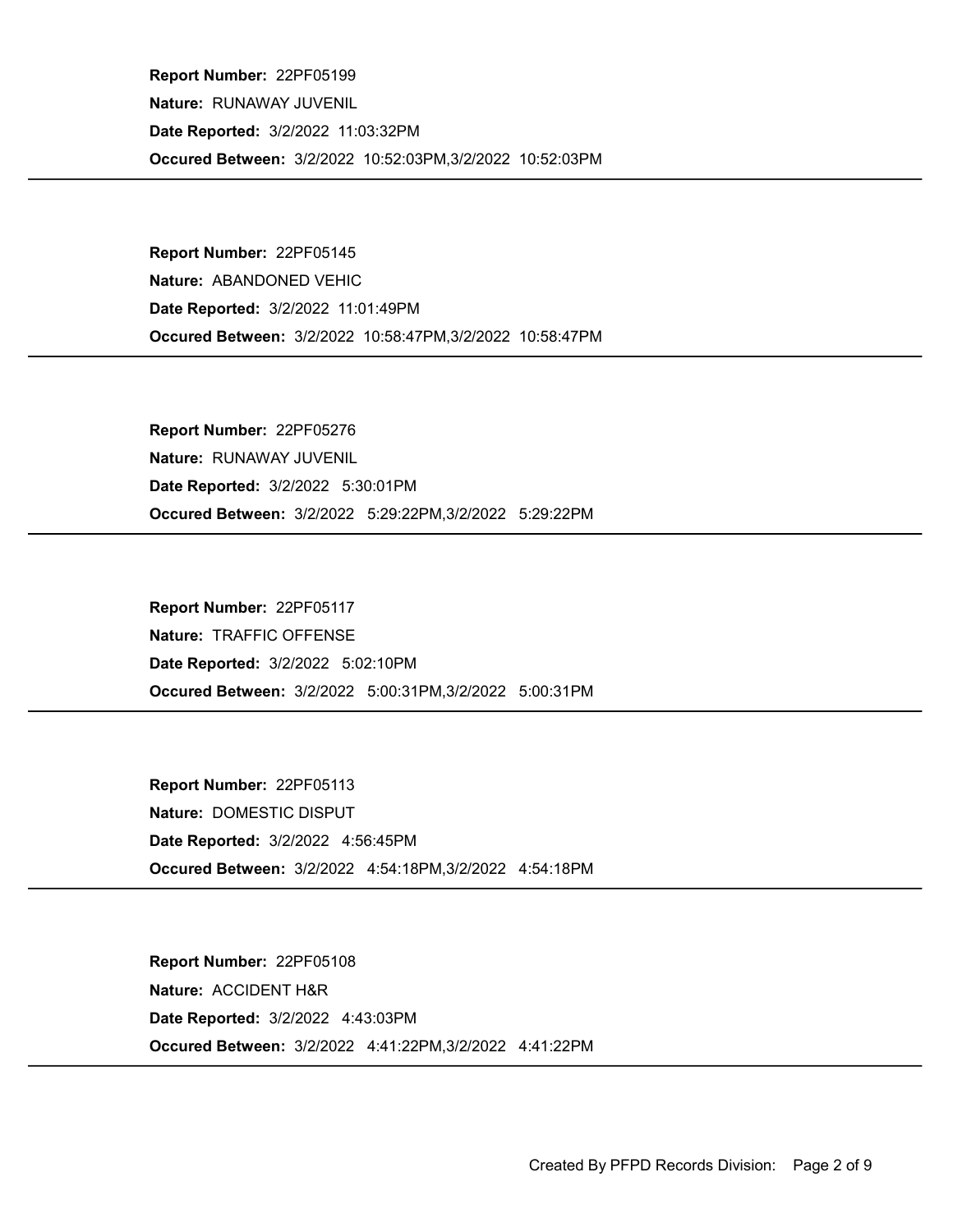**Report Number:** 22PF05199
**Nature:** RUNAWAY JUVENIL
**Date Reported:** 3/2/2022 11:03:32PM
**Occured Between:** 3/2/2022 10:52:03PM,3/2/2022 10:52:03PM

---

**Report Number:** 22PF05145
**Nature:** ABANDONED VEHIC
**Date Reported:** 3/2/2022 11:01:49PM
**Occured Between:** 3/2/2022 10:58:47PM,3/2/2022 10:58:47PM

---

**Report Number:** 22PF05276
**Nature:** RUNAWAY JUVENIL
**Date Reported:** 3/2/2022 5:30:01PM
**Occured Between:** 3/2/2022 5:29:22PM,3/2/2022 5:29:22PM

---

**Report Number:** 22PF05117
**Nature:** TRAFFIC OFFENSE
**Date Reported:** 3/2/2022 5:02:10PM
**Occured Between:** 3/2/2022 5:00:31PM,3/2/2022 5:00:31PM

---

**Report Number:** 22PF05113
**Nature:** DOMESTIC DISPUT
**Date Reported:** 3/2/2022 4:56:45PM
**Occured Between:** 3/2/2022 4:54:18PM,3/2/2022 4:54:18PM

---

**Report Number:** 22PF05108
**Nature:** ACCIDENT H&R
**Date Reported:** 3/2/2022 4:43:03PM
**Occured Between:** 3/2/2022 4:41:22PM,3/2/2022 4:41:22PM

---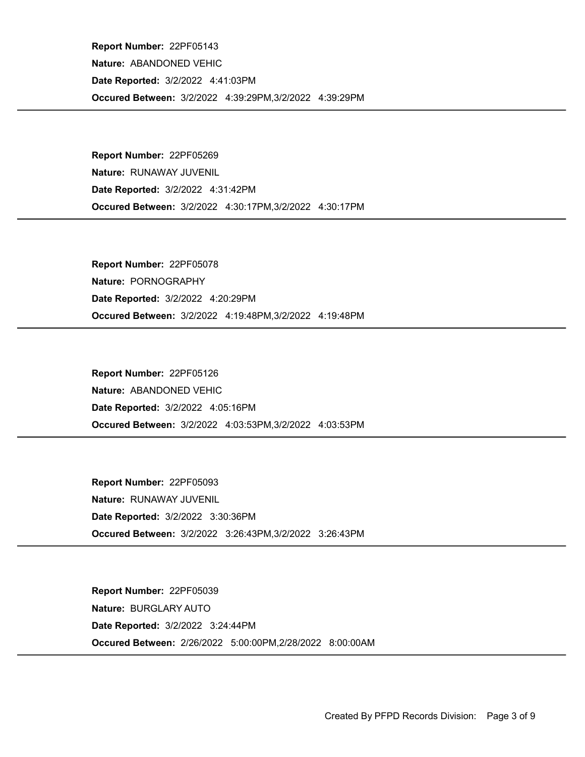**Report Number:** 22PF05143
**Nature:** ABANDONED VEHIC
**Date Reported:** 3/2/2022 4:41:03PM
**Occured Between:** 3/2/2022 4:39:29PM,3/2/2022 4:39:29PM

---

**Report Number:** 22PF05269
**Nature:** RUNAWAY JUVENIL
**Date Reported:** 3/2/2022 4:31:42PM
**Occured Between:** 3/2/2022 4:30:17PM,3/2/2022 4:30:17PM

---

**Report Number:** 22PF05078
**Nature:** PORNOGRAPHY
**Date Reported:** 3/2/2022 4:20:29PM
**Occured Between:** 3/2/2022 4:19:48PM,3/2/2022 4:19:48PM

---

**Report Number:** 22PF05126
**Nature:** ABANDONED VEHIC
**Date Reported:** 3/2/2022 4:05:16PM
**Occured Between:** 3/2/2022 4:03:53PM,3/2/2022 4:03:53PM

---

**Report Number:** 22PF05093
**Nature:** RUNAWAY JUVENIL
**Date Reported:** 3/2/2022 3:30:36PM
**Occured Between:** 3/2/2022 3:26:43PM,3/2/2022 3:26:43PM

---

**Report Number:** 22PF05039
**Nature:** BURGLARY AUTO
**Date Reported:** 3/2/2022 3:24:44PM
**Occured Between:** 2/26/2022 5:00:00PM,2/28/2022 8:00:00AM

---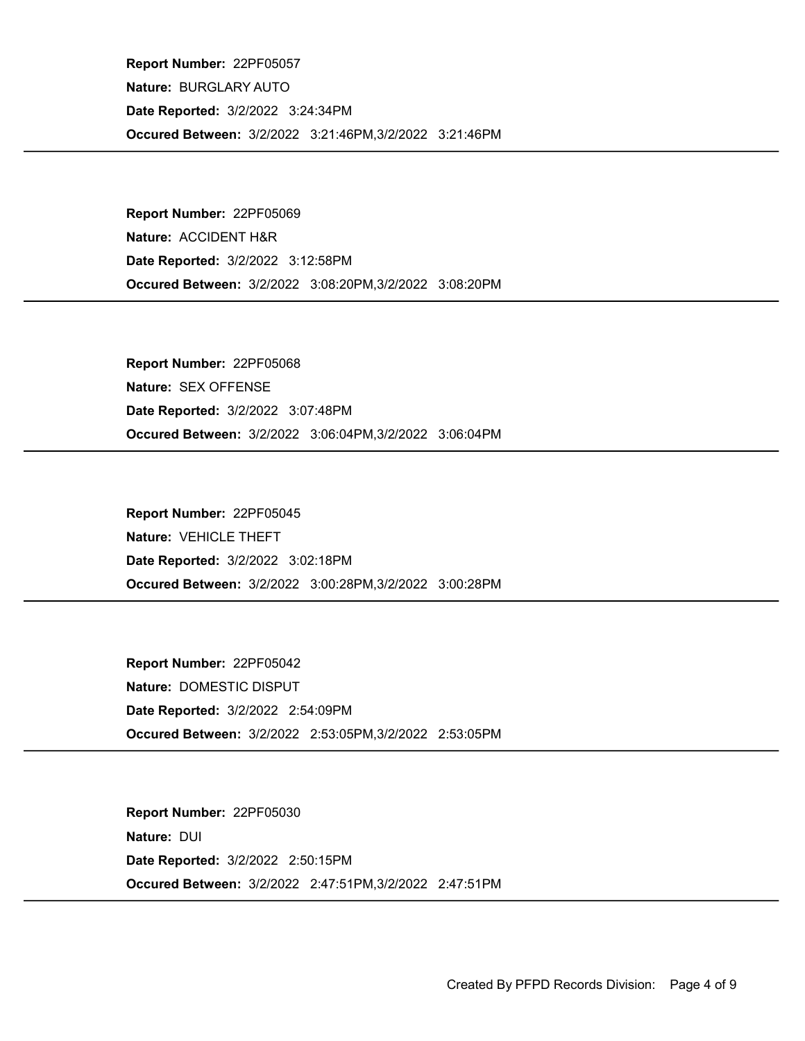**Report Number:** 22PF05057

**Nature:** BURGLARY AUTO

**Date Reported:** 3/2/2022 3:24:34PM

**Occured Between:** 3/2/2022 3:21:46PM,3/2/2022 3:21:46PM

---

**Report Number:** 22PF05069

**Nature:** ACCIDENT H&R

**Date Reported:** 3/2/2022 3:12:58PM

**Occured Between:** 3/2/2022 3:08:20PM,3/2/2022 3:08:20PM

---

**Report Number:** 22PF05068

**Nature:** SEX OFFENSE

**Date Reported:** 3/2/2022 3:07:48PM

**Occured Between:** 3/2/2022 3:06:04PM,3/2/2022 3:06:04PM

---

**Report Number:** 22PF05045

**Nature:** VEHICLE THEFT

**Date Reported:** 3/2/2022 3:02:18PM

**Occured Between:** 3/2/2022 3:00:28PM,3/2/2022 3:00:28PM

---

**Report Number:** 22PF05042

**Nature:** DOMESTIC DISPUT

**Date Reported:** 3/2/2022 2:54:09PM

**Occured Between:** 3/2/2022 2:53:05PM,3/2/2022 2:53:05PM

---

**Report Number:** 22PF05030

**Nature:** DUI

**Date Reported:** 3/2/2022 2:50:15PM

**Occured Between:** 3/2/2022 2:47:51PM,3/2/2022 2:47:51PM

---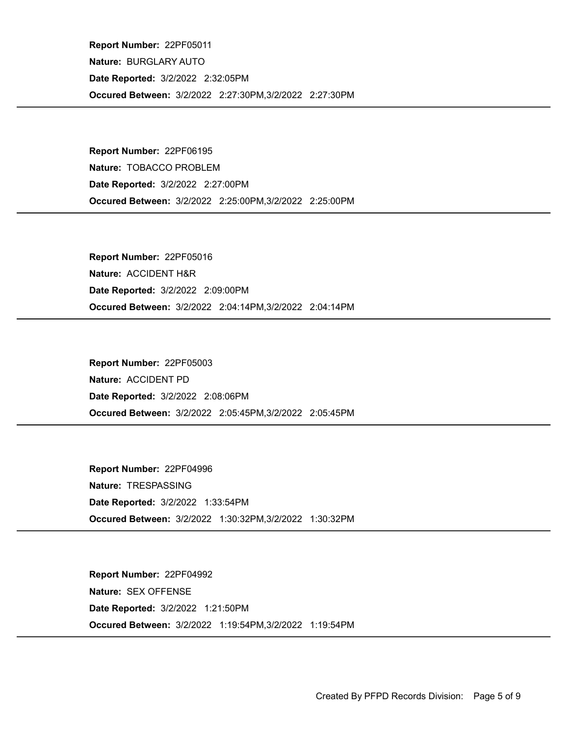**Report Number:** 22PF05011
**Nature:** BURGLARY AUTO
**Date Reported:** 3/2/2022 2:32:05PM
**Occured Between:** 3/2/2022 2:27:30PM,3/2/2022 2:27:30PM

---

**Report Number:** 22PF06195
**Nature:** TOBACCO PROBLEM
**Date Reported:** 3/2/2022 2:27:00PM
**Occured Between:** 3/2/2022 2:25:00PM,3/2/2022 2:25:00PM

---

**Report Number:** 22PF05016
**Nature:** ACCIDENT H&R
**Date Reported:** 3/2/2022 2:09:00PM
**Occured Between:** 3/2/2022 2:04:14PM,3/2/2022 2:04:14PM

---

**Report Number:** 22PF05003
**Nature:** ACCIDENT PD
**Date Reported:** 3/2/2022 2:08:06PM
**Occured Between:** 3/2/2022 2:05:45PM,3/2/2022 2:05:45PM

---

**Report Number:** 22PF04996
**Nature:** TRESPASSING
**Date Reported:** 3/2/2022 1:33:54PM
**Occured Between:** 3/2/2022 1:30:32PM,3/2/2022 1:30:32PM

---

**Report Number:** 22PF04992
**Nature:** SEX OFFENSE
**Date Reported:** 3/2/2022 1:21:50PM
**Occured Between:** 3/2/2022 1:19:54PM,3/2/2022 1:19:54PM

---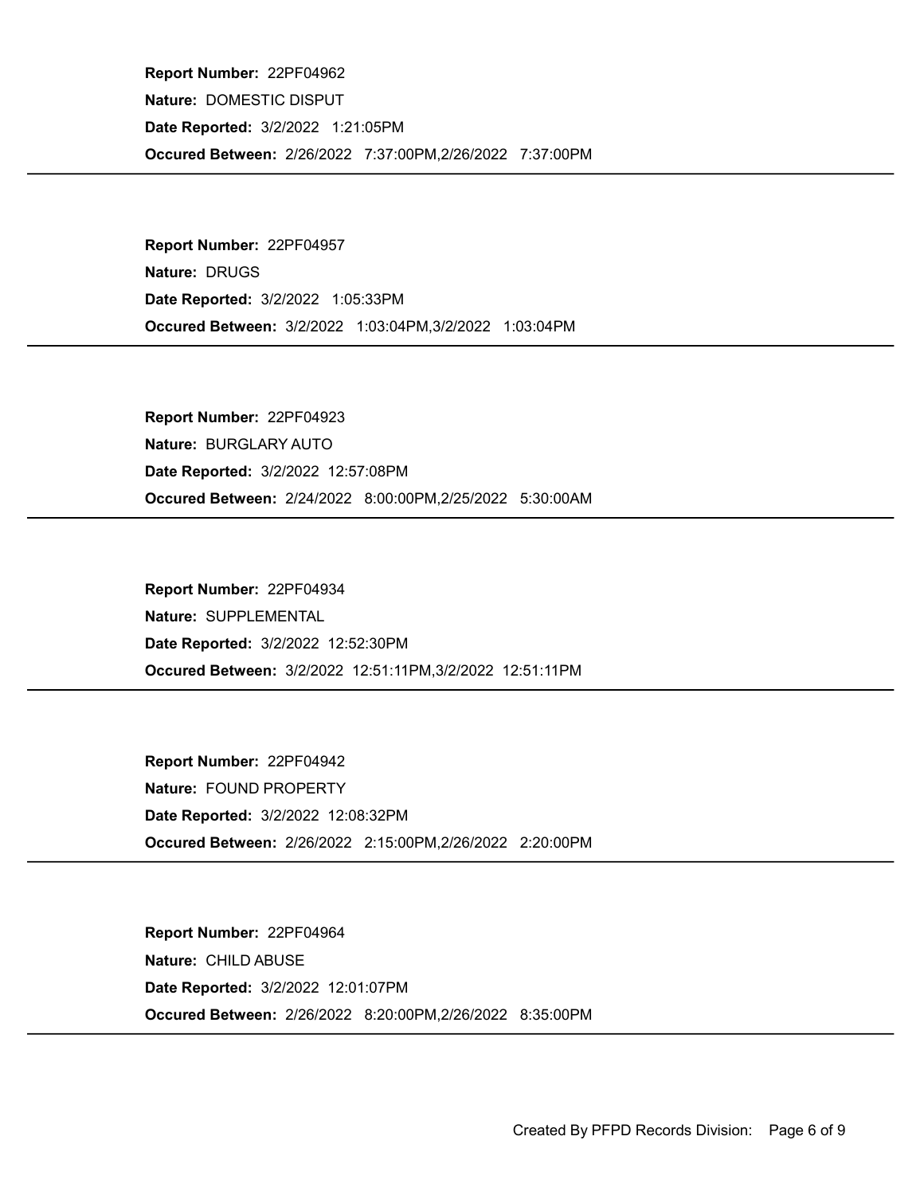**Report Number:** 22PF04962
**Nature:** DOMESTIC DISPUT
**Date Reported:** 3/2/2022 1:21:05PM
**Occured Between:** 2/26/2022 7:37:00PM,2/26/2022 7:37:00PM

---

**Report Number:** 22PF04957
**Nature:** DRUGS
**Date Reported:** 3/2/2022 1:05:33PM
**Occured Between:** 3/2/2022 1:03:04PM,3/2/2022 1:03:04PM

---

**Report Number:** 22PF04923
**Nature:** BURGLARY AUTO
**Date Reported:** 3/2/2022 12:57:08PM
**Occured Between:** 2/24/2022 8:00:00PM,2/25/2022 5:30:00AM

---

**Report Number:** 22PF04934
**Nature:** SUPPLEMENTAL
**Date Reported:** 3/2/2022 12:52:30PM
**Occured Between:** 3/2/2022 12:51:11PM,3/2/2022 12:51:11PM

---

**Report Number:** 22PF04942
**Nature:** FOUND PROPERTY
**Date Reported:** 3/2/2022 12:08:32PM
**Occured Between:** 2/26/2022 2:15:00PM,2/26/2022 2:20:00PM

---

**Report Number:** 22PF04964
**Nature:** CHILD ABUSE
**Date Reported:** 3/2/2022 12:01:07PM
**Occured Between:** 2/26/2022 8:20:00PM,2/26/2022 8:35:00PM

---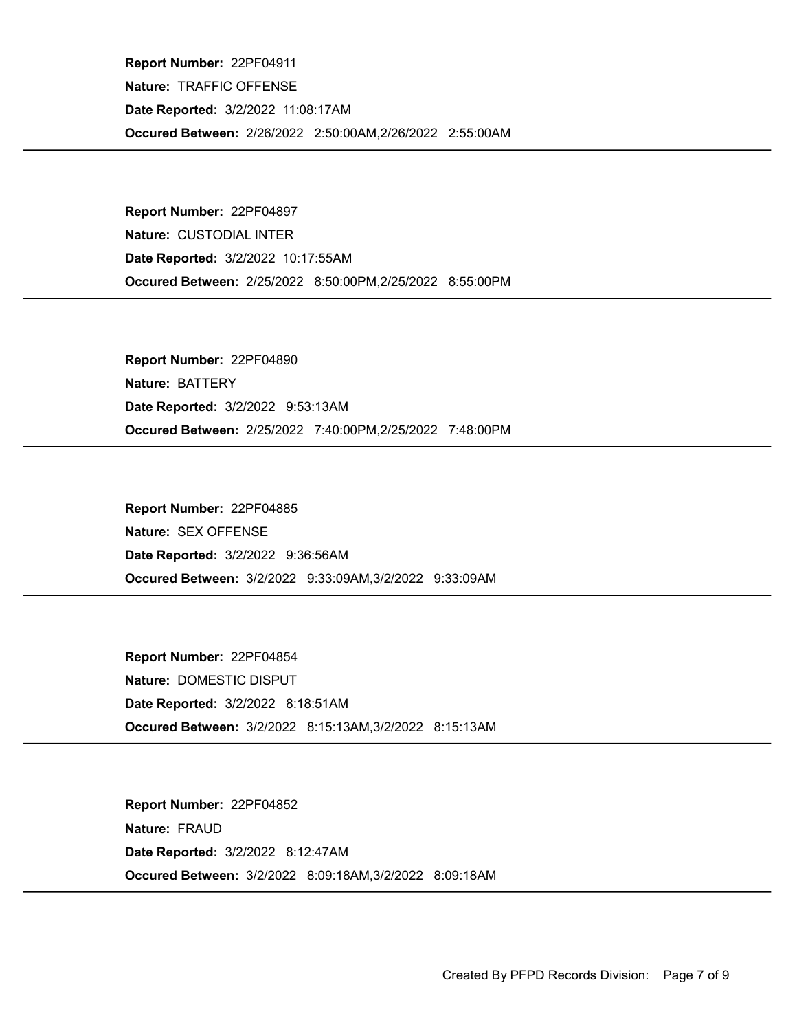**Report Number:** 22PF04911
**Nature:** TRAFFIC OFFENSE
**Date Reported:** 3/2/2022 11:08:17AM
**Occured Between:** 2/26/2022 2:50:00AM,2/26/2022 2:55:00AM

---

**Report Number:** 22PF04897
**Nature:** CUSTODIAL INTER
**Date Reported:** 3/2/2022 10:17:55AM
**Occured Between:** 2/25/2022 8:50:00PM,2/25/2022 8:55:00PM

---

**Report Number:** 22PF04890
**Nature:** BATTERY
**Date Reported:** 3/2/2022 9:53:13AM
**Occured Between:** 2/25/2022 7:40:00PM,2/25/2022 7:48:00PM

---

**Report Number:** 22PF04885
**Nature:** SEX OFFENSE
**Date Reported:** 3/2/2022 9:36:56AM
**Occured Between:** 3/2/2022 9:33:09AM,3/2/2022 9:33:09AM

---

**Report Number:** 22PF04854
**Nature:** DOMESTIC DISPUT
**Date Reported:** 3/2/2022 8:18:51AM
**Occured Between:** 3/2/2022 8:15:13AM,3/2/2022 8:15:13AM

---

**Report Number:** 22PF04852
**Nature:** FRAUD
**Date Reported:** 3/2/2022 8:12:47AM
**Occured Between:** 3/2/2022 8:09:18AM,3/2/2022 8:09:18AM

---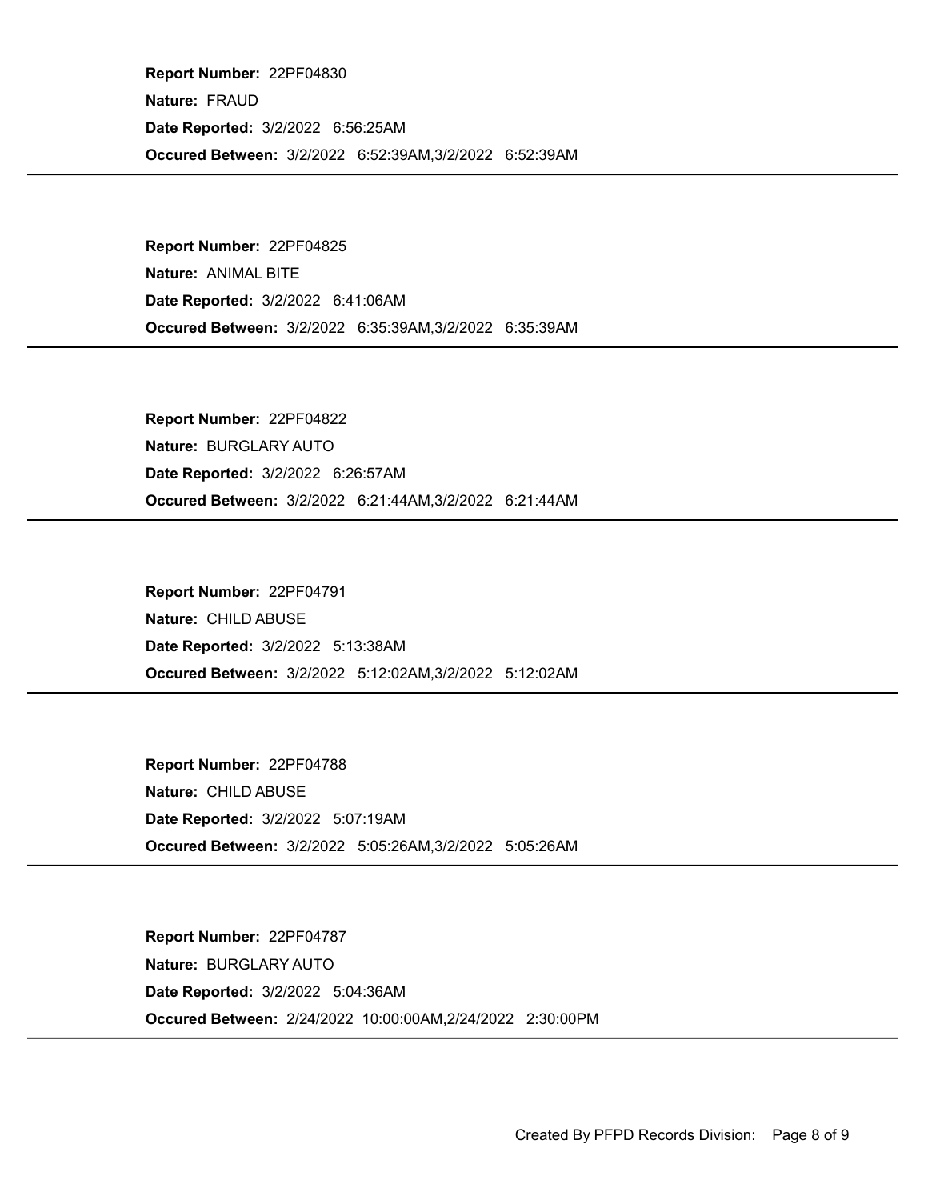**Report Number:** 22PF04830

**Nature:** FRAUD

**Date Reported:** 3/2/2022 6:56:25AM

**Occured Between:** 3/2/2022 6:52:39AM,3/2/2022 6:52:39AM

---

**Report Number:** 22PF04825

**Nature:** ANIMAL BITE

**Date Reported:** 3/2/2022 6:41:06AM

**Occured Between:** 3/2/2022 6:35:39AM,3/2/2022 6:35:39AM

---

**Report Number:** 22PF04822

**Nature:** BURGLARY AUTO

**Date Reported:** 3/2/2022 6:26:57AM

**Occured Between:** 3/2/2022 6:21:44AM,3/2/2022 6:21:44AM

---

**Report Number:** 22PF04791

**Nature:** CHILD ABUSE

**Date Reported:** 3/2/2022 5:13:38AM

**Occured Between:** 3/2/2022 5:12:02AM,3/2/2022 5:12:02AM

---

**Report Number:** 22PF04788

**Nature:** CHILD ABUSE

**Date Reported:** 3/2/2022 5:07:19AM

**Occured Between:** 3/2/2022 5:05:26AM,3/2/2022 5:05:26AM

---

**Report Number:** 22PF04787

**Nature:** BURGLARY AUTO

**Date Reported:** 3/2/2022 5:04:36AM

**Occured Between:** 2/24/2022 10:00:00AM,2/24/2022 2:30:00PM

---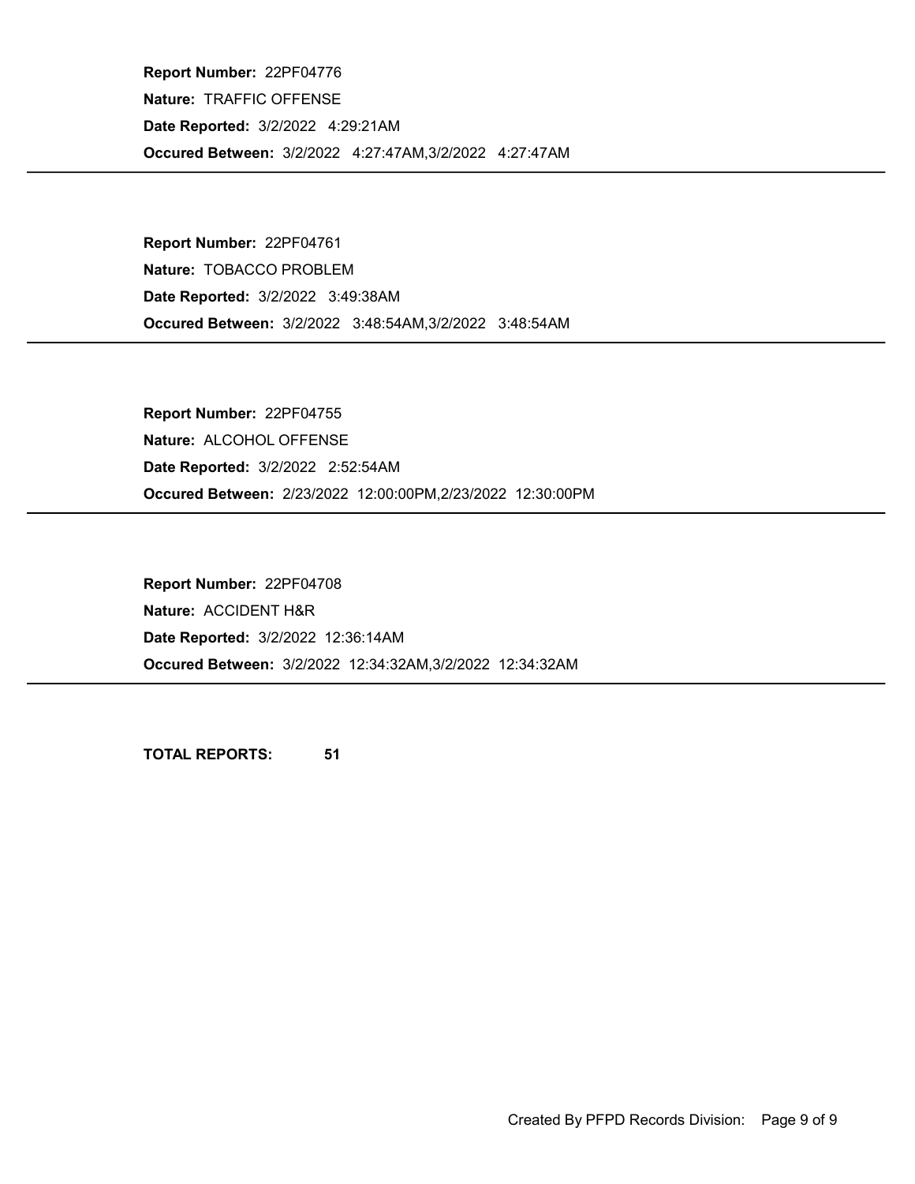**Report Number:** 22PF04776

**Nature:** TRAFFIC OFFENSE

**Date Reported:** 3/2/2022 4:29:21AM

**Occured Between:** 3/2/2022 4:27:47AM,3/2/2022 4:27:47AM

---

**Report Number:** 22PF04761

**Nature:** TOBACCO PROBLEM

**Date Reported:** 3/2/2022 3:49:38AM

**Occured Between:** 3/2/2022 3:48:54AM,3/2/2022 3:48:54AM

---

**Report Number:** 22PF04755

**Nature:** ALCOHOL OFFENSE

**Date Reported:** 3/2/2022 2:52:54AM

**Occured Between:** 2/23/2022 12:00:00PM,2/23/2022 12:30:00PM

---

**Report Number:** 22PF04708

**Nature:** ACCIDENT H&R

**Date Reported:** 3/2/2022 12:36:14AM

**Occured Between:** 3/2/2022 12:34:32AM,3/2/2022 12:34:32AM

---

**TOTAL REPORTS: 51**